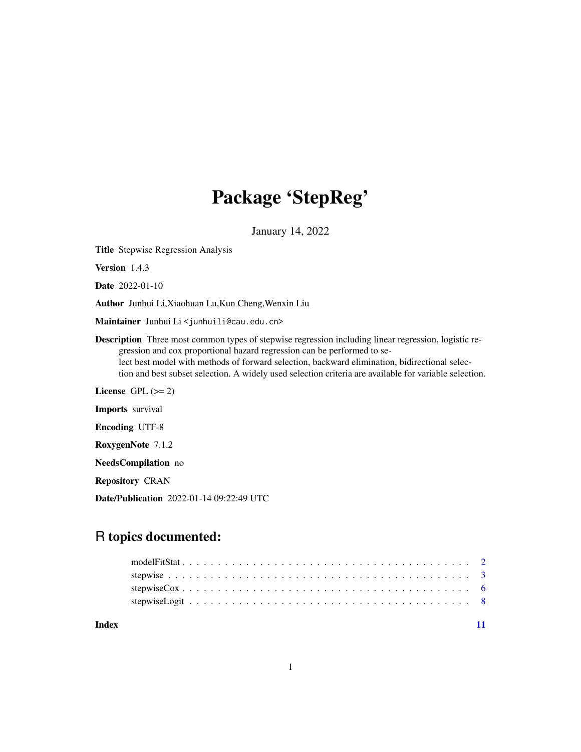# Package 'StepReg'

January 14, 2022

**Title** Stepwise Regression Analysis

**Version** 1.4.3

**Date** 2022-01-10

**Author** Junhui Li,Xiaohuan Lu,Kun Cheng,Wenxin Liu

**Maintainer** Junhui Li <junhuili@cau.edu.cn>

**Description** Three most common types of stepwise regression including linear regression, logistic regression and cox proportional hazard regression can be performed to select best model with methods of forward selection, backward elimination, bidirectional selection and best subset selection. A widely used selection criteria are available for variable selection.

**License** GPL (>= 2)

**Imports** survival

**Encoding** UTF-8

**RoxygenNote** 7.1.2

**NeedsCompilation** no

**Repository** CRAN

**Date/Publication** 2022-01-14 09:22:49 UTC

## R topics documented:

- modelFitStat . . . . . . . . . . . . . . . . . . . . . . . . . . . . . . . . . . . . . . 2
- stepwise . . . . . . . . . . . . . . . . . . . . . . . . . . . . . . . . . . . . . . . . 3
- stepwiseCox . . . . . . . . . . . . . . . . . . . . . . . . . . . . . . . . . . . . . . 6
- stepwiseLogit . . . . . . . . . . . . . . . . . . . . . . . . . . . . . . . . . . . . . 8

**Index** 11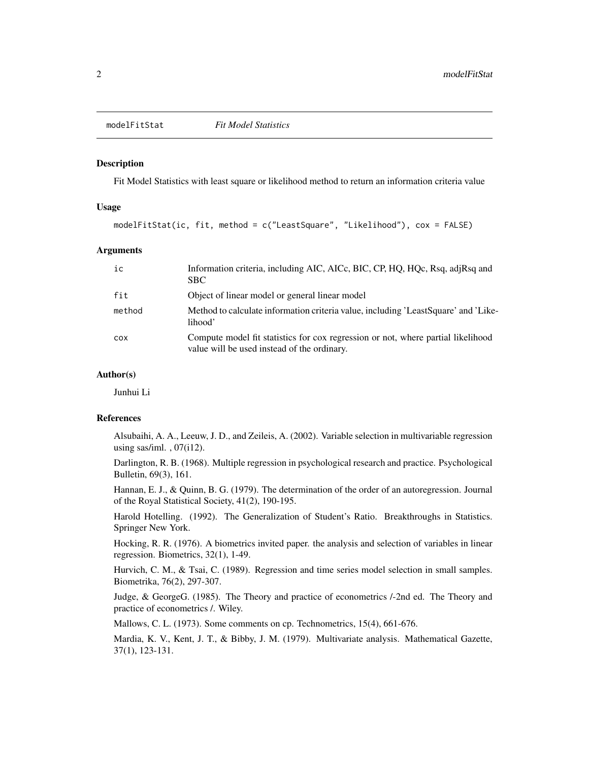## modelFitStat *Fit Model Statistics*

### Description

Fit Model Statistics with least square or likelihood method to return an information criteria value

### Usage

```
modelFitStat(ic, fit, method = c("LeastSquare", "Likelihood"), cox = FALSE)
```

### Arguments

| | |
|---|---|
| ic | Information criteria, including AIC, AICc, BIC, CP, HQ, HQc, Rsq, adjRsq and SBC |
| fit | Object of linear model or general linear model |
| method | Method to calculate information criteria value, including 'LeastSquare' and 'Likelihood' |
| cox | Compute model fit statistics for cox regression or not, where partial likelihood value will be used instead of the ordinary. |

### Author(s)

Junhui Li

### References

Alsubaihi, A. A., Leeuw, J. D., and Zeileis, A. (2002). Variable selection in multivariable regression using sas/iml. , 07(i12).

Darlington, R. B. (1968). Multiple regression in psychological research and practice. Psychological Bulletin, 69(3), 161.

Hannan, E. J., & Quinn, B. G. (1979). The determination of the order of an autoregression. Journal of the Royal Statistical Society, 41(2), 190-195.

Harold Hotelling. (1992). The Generalization of Student's Ratio. Breakthroughs in Statistics. Springer New York.

Hocking, R. R. (1976). A biometrics invited paper. the analysis and selection of variables in linear regression. Biometrics, 32(1), 1-49.

Hurvich, C. M., & Tsai, C. (1989). Regression and time series model selection in small samples. Biometrika, 76(2), 297-307.

Judge, & GeorgeG. (1985). The Theory and practice of econometrics /-2nd ed. The Theory and practice of econometrics /. Wiley.

Mallows, C. L. (1973). Some comments on cp. Technometrics, 15(4), 661-676.

Mardia, K. V., Kent, J. T., & Bibby, J. M. (1979). Multivariate analysis. Mathematical Gazette, 37(1), 123-131.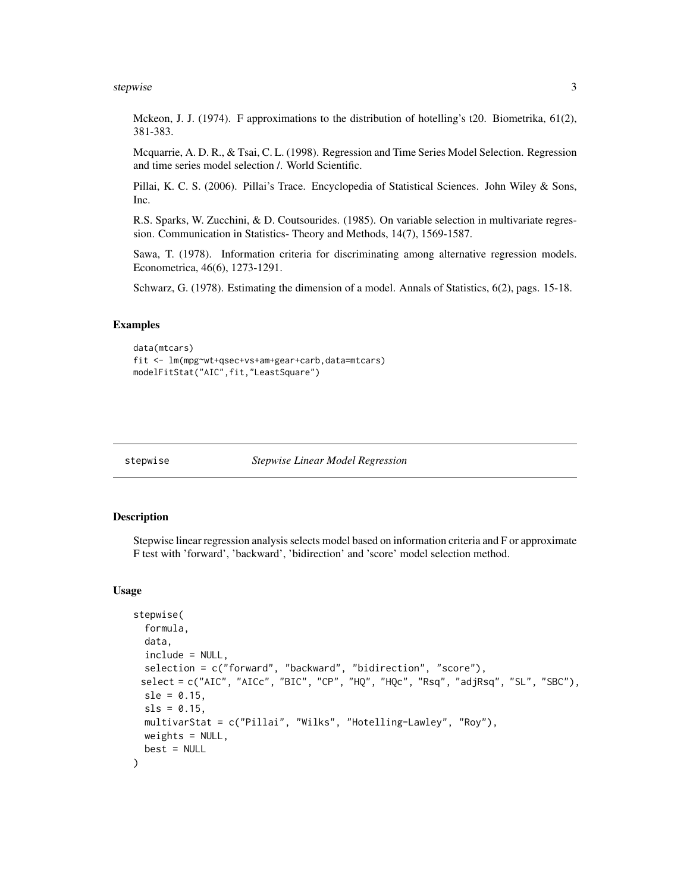Mckeon, J. J. (1974). F approximations to the distribution of hotelling's t20. Biometrika, 61(2), 381-383.

Mcquarrie, A. D. R., & Tsai, C. L. (1998). Regression and Time Series Model Selection. Regression and time series model selection /. World Scientific.

Pillai, K. C. S. (2006). Pillai's Trace. Encyclopedia of Statistical Sciences. John Wiley & Sons, Inc.

R.S. Sparks, W. Zucchini, & D. Coutsourides. (1985). On variable selection in multivariate regression. Communication in Statistics- Theory and Methods, 14(7), 1569-1587.

Sawa, T. (1978). Information criteria for discriminating among alternative regression models. Econometrica, 46(6), 1273-1291.

Schwarz, G. (1978). Estimating the dimension of a model. Annals of Statistics, 6(2), pags. 15-18.

### Examples

```
data(mtcars)
fit <- lm(mpg~wt+qsec+vs+am+gear+carb,data=mtcars)
modelFitStat("AIC",fit,"LeastSquare")
```

---

## stepwise — *Stepwise Linear Model Regression*

### Description

Stepwise linear regression analysis selects model based on information criteria and F or approximate F test with 'forward', 'backward', 'bidirection' and 'score' model selection method.

### Usage

```
stepwise(
  formula,
  data,
  include = NULL,
  selection = c("forward", "backward", "bidirection", "score"),
  select = c("AIC", "AICc", "BIC", "CP", "HQ", "HQc", "Rsq", "adjRsq", "SL", "SBC"),
  sle = 0.15,
  sls = 0.15,
  multivarStat = c("Pillai", "Wilks", "Hotelling-Lawley", "Roy"),
  weights = NULL,
  best = NULL
)
```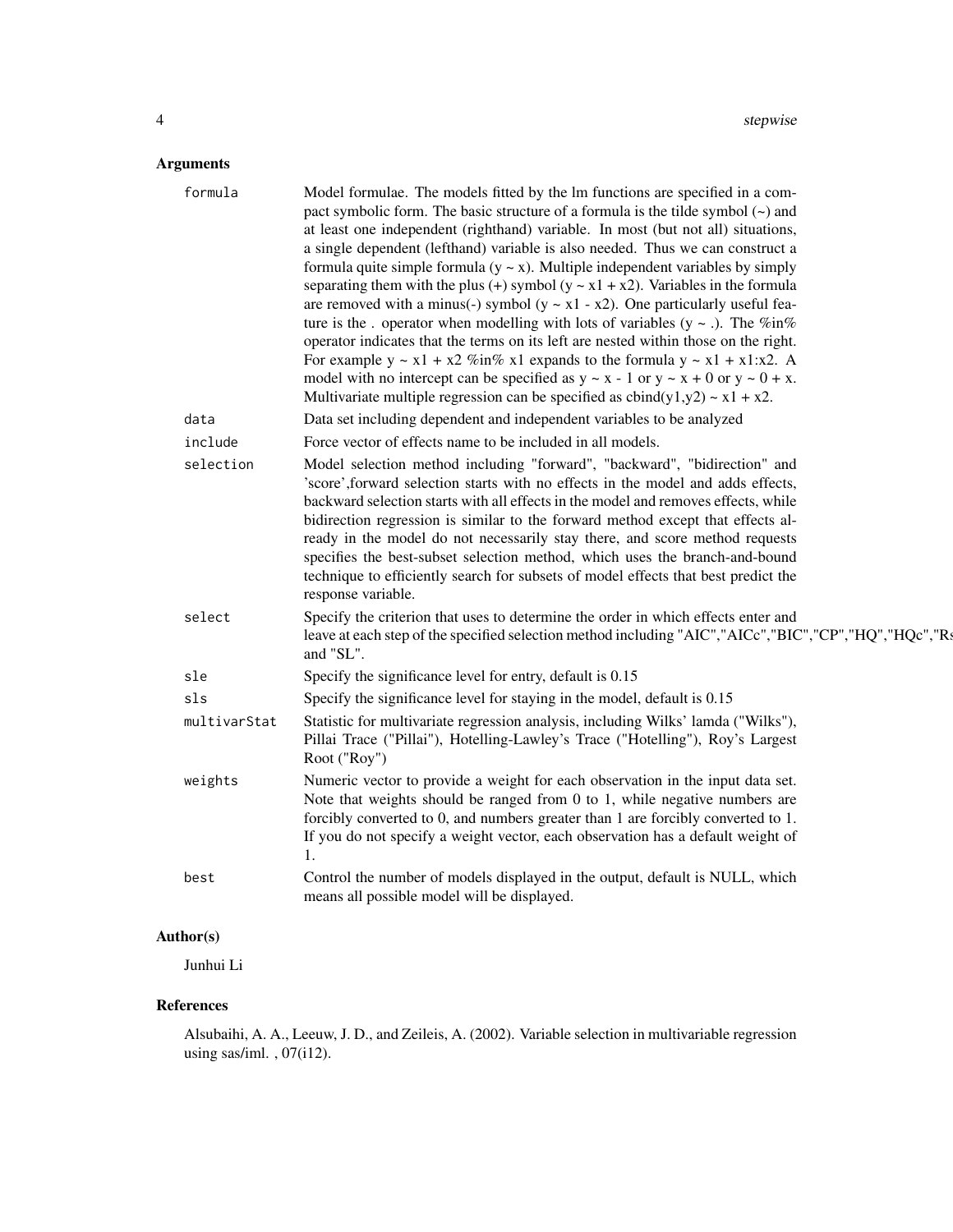## Arguments

| Argument | Description |
|---|---|
| `formula` | Model formulae. The models fitted by the lm functions are specified in a compact symbolic form. The basic structure of a formula is the tilde symbol (~) and at least one independent (righthand) variable. In most (but not all) situations, a single dependent (lefthand) variable is also needed. Thus we can construct a formula quite simple formula (y ~ x). Multiple independent variables by simply separating them with the plus (+) symbol (y ~ x1 + x2). Variables in the formula are removed with a minus(-) symbol (y ~ x1 - x2). One particularly useful feature is the . operator when modelling with lots of variables (y ~ .). The %in% operator indicates that the terms on its left are nested within those on the right. For example y ~ x1 + x2 %in% x1 expands to the formula y ~ x1 + x1:x2. A model with no intercept can be specified as y ~ x - 1 or y ~ x + 0 or y ~ 0 + x. Multivariate multiple regression can be specified as cbind(y1,y2) ~ x1 + x2. |
| `data` | Data set including dependent and independent variables to be analyzed |
| `include` | Force vector of effects name to be included in all models. |
| `selection` | Model selection method including "forward", "backward", "bidirection" and 'score',forward selection starts with no effects in the model and adds effects, backward selection starts with all effects in the model and removes effects, while bidirection regression is similar to the forward method except that effects already in the model do not necessarily stay there, and score method requests specifies the best-subset selection method, which uses the branch-and-bound technique to efficiently search for subsets of model effects that best predict the response variable. |
| `select` | Specify the criterion that uses to determine the order in which effects enter and leave at each step of the specified selection method including "AIC","AICc","BIC","CP","HQ","HQc","Rs and "SL". |
| `sle` | Specify the significance level for entry, default is 0.15 |
| `sls` | Specify the significance level for staying in the model, default is 0.15 |
| `multivarStat` | Statistic for multivariate regression analysis, including Wilks' lamda ("Wilks"), Pillai Trace ("Pillai"), Hotelling-Lawley's Trace ("Hotelling"), Roy's Largest Root ("Roy") |
| `weights` | Numeric vector to provide a weight for each observation in the input data set. Note that weights should be ranged from 0 to 1, while negative numbers are forcibly converted to 0, and numbers greater than 1 are forcibly converted to 1. If you do not specify a weight vector, each observation has a default weight of 1. |
| `best` | Control the number of models displayed in the output, default is NULL, which means all possible model will be displayed. |

## Author(s)

Junhui Li

## References

Alsubaihi, A. A., Leeuw, J. D., and Zeileis, A. (2002). Variable selection in multivariable regression using sas/iml. , 07(i12).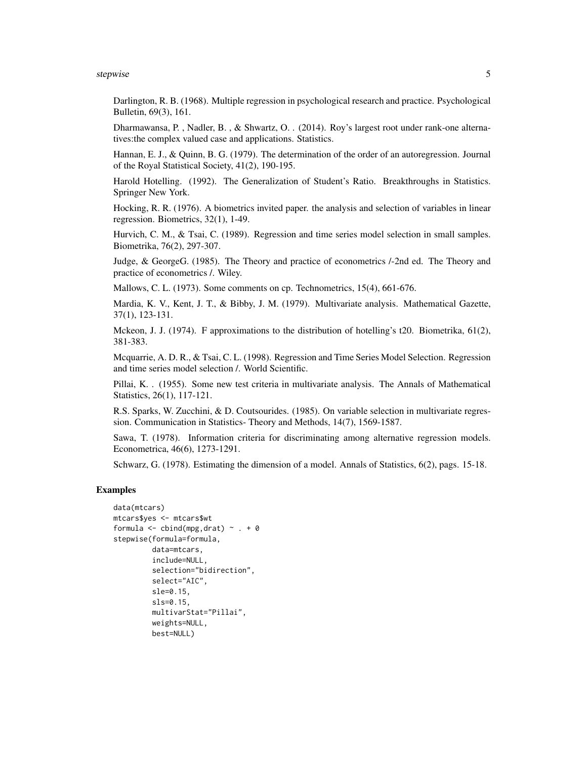Darlington, R. B. (1968). Multiple regression in psychological research and practice. Psychological Bulletin, 69(3), 161.

Dharmawansa, P. , Nadler, B. , & Shwartz, O. . (2014). Roy's largest root under rank-one alternatives:the complex valued case and applications. Statistics.

Hannan, E. J., & Quinn, B. G. (1979). The determination of the order of an autoregression. Journal of the Royal Statistical Society, 41(2), 190-195.

Harold Hotelling. (1992). The Generalization of Student's Ratio. Breakthroughs in Statistics. Springer New York.

Hocking, R. R. (1976). A biometrics invited paper. the analysis and selection of variables in linear regression. Biometrics, 32(1), 1-49.

Hurvich, C. M., & Tsai, C. (1989). Regression and time series model selection in small samples. Biometrika, 76(2), 297-307.

Judge, & GeorgeG. (1985). The Theory and practice of econometrics /-2nd ed. The Theory and practice of econometrics /. Wiley.

Mallows, C. L. (1973). Some comments on cp. Technometrics, 15(4), 661-676.

Mardia, K. V., Kent, J. T., & Bibby, J. M. (1979). Multivariate analysis. Mathematical Gazette, 37(1), 123-131.

Mckeon, J. J. (1974). F approximations to the distribution of hotelling's t20. Biometrika, 61(2), 381-383.

Mcquarrie, A. D. R., & Tsai, C. L. (1998). Regression and Time Series Model Selection. Regression and time series model selection /. World Scientific.

Pillai, K. . (1955). Some new test criteria in multivariate analysis. The Annals of Mathematical Statistics, 26(1), 117-121.

R.S. Sparks, W. Zucchini, & D. Coutsourides. (1985). On variable selection in multivariate regression. Communication in Statistics- Theory and Methods, 14(7), 1569-1587.

Sawa, T. (1978). Information criteria for discriminating among alternative regression models. Econometrica, 46(6), 1273-1291.

Schwarz, G. (1978). Estimating the dimension of a model. Annals of Statistics, 6(2), pags. 15-18.

## Examples

```
data(mtcars)
mtcars$yes <- mtcars$wt
formula <- cbind(mpg,drat) ~ . + 0
stepwise(formula=formula,
         data=mtcars,
         include=NULL,
         selection="bidirection",
         select="AIC",
         sle=0.15,
         sls=0.15,
         multivarStat="Pillai",
         weights=NULL,
         best=NULL)
```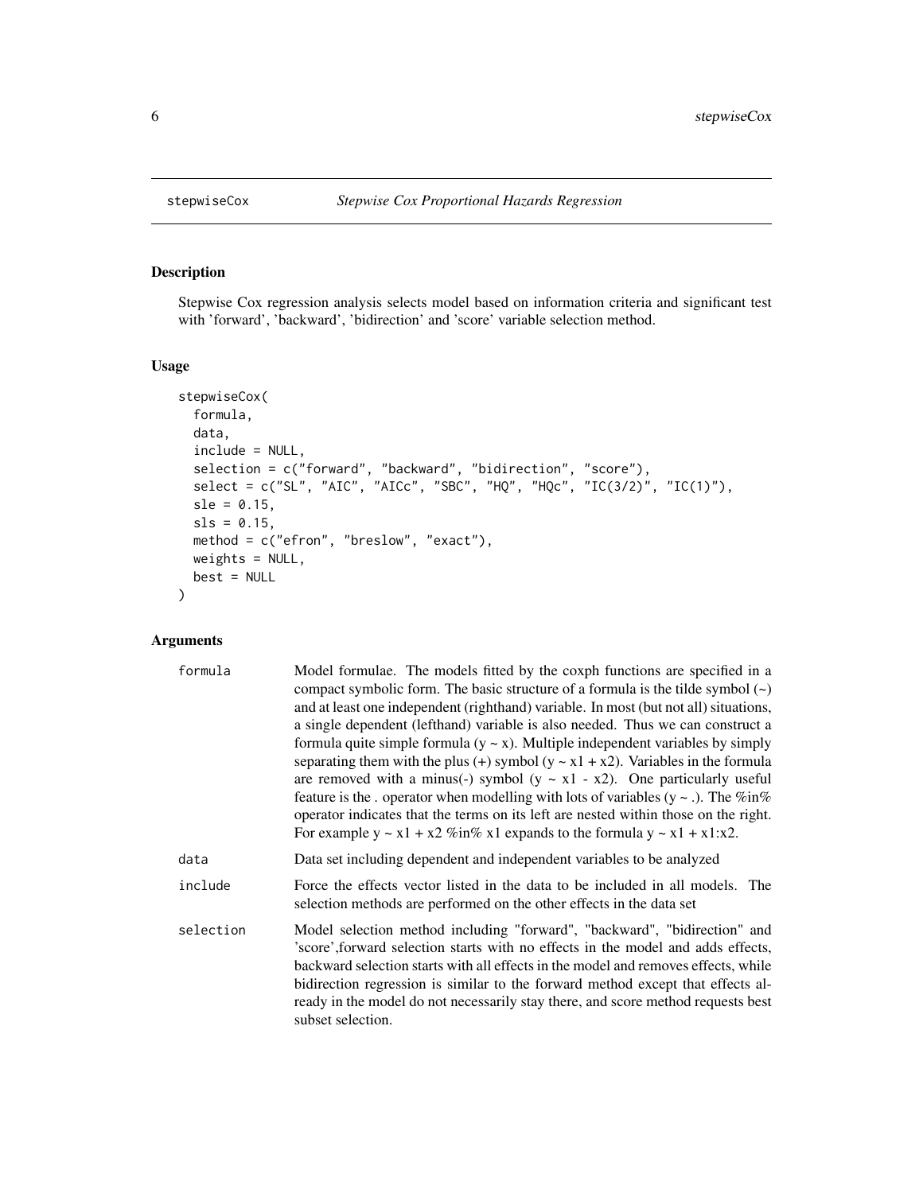stepwiseCox *Stepwise Cox Proportional Hazards Regression*

## Description

Stepwise Cox regression analysis selects model based on information criteria and significant test with 'forward', 'backward', 'bidirection' and 'score' variable selection method.

## Usage

```
stepwiseCox(
  formula,
  data,
  include = NULL,
  selection = c("forward", "backward", "bidirection", "score"),
  select = c("SL", "AIC", "AICc", "SBC", "HQ", "HQc", "IC(3/2)", "IC(1)"),
  sle = 0.15,
  sls = 0.15,
  method = c("efron", "breslow", "exact"),
  weights = NULL,
  best = NULL
)
```

## Arguments

| | |
|---|---|
| formula | Model formulae. The models fitted by the coxph functions are specified in a compact symbolic form. The basic structure of a formula is the tilde symbol (~) and at least one independent (righthand) variable. In most (but not all) situations, a single dependent (lefthand) variable is also needed. Thus we can construct a formula quite simple formula (y ~ x). Multiple independent variables by simply separating them with the plus (+) symbol (y ~ x1 + x2). Variables in the formula are removed with a minus(-) symbol (y ~ x1 - x2). One particularly useful feature is the . operator when modelling with lots of variables (y ~ .). The %in% operator indicates that the terms on its left are nested within those on the right. For example y ~ x1 + x2 %in% x1 expands to the formula y ~ x1 + x1:x2. |
| data | Data set including dependent and independent variables to be analyzed |
| include | Force the effects vector listed in the data to be included in all models. The selection methods are performed on the other effects in the data set |
| selection | Model selection method including "forward", "backward", "bidirection" and 'score',forward selection starts with no effects in the model and adds effects, backward selection starts with all effects in the model and removes effects, while bidirection regression is similar to the forward method except that effects already in the model do not necessarily stay there, and score method requests best subset selection. |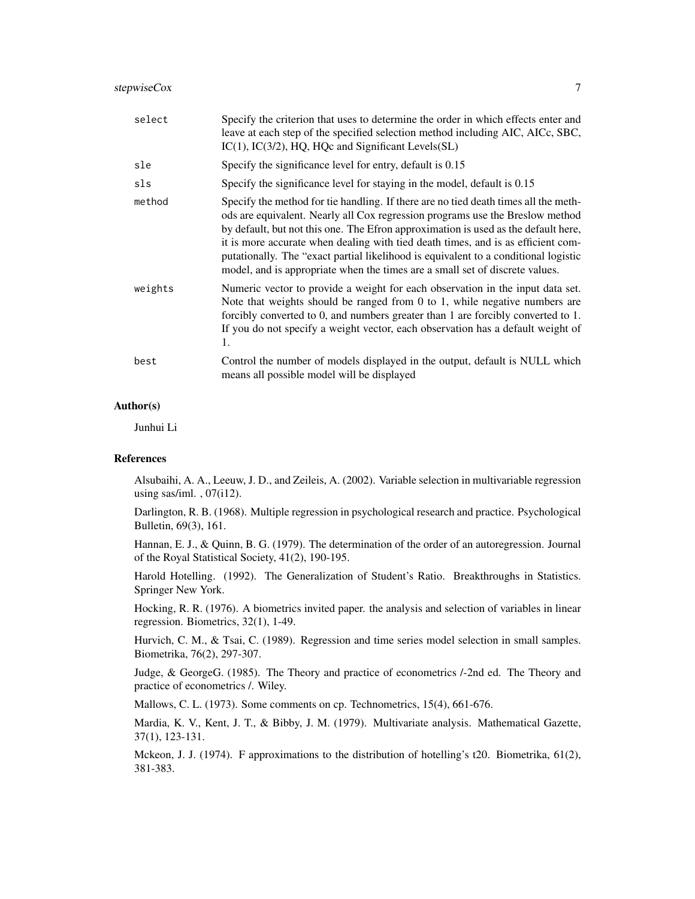| | |
|---|---|
| `select` | Specify the criterion that uses to determine the order in which effects enter and leave at each step of the specified selection method including AIC, AICc, SBC, IC(1), IC(3/2), HQ, HQc and Significant Levels(SL) |
| `sle` | Specify the significance level for entry, default is 0.15 |
| `sls` | Specify the significance level for staying in the model, default is 0.15 |
| `method` | Specify the method for tie handling. If there are no tied death times all the methods are equivalent. Nearly all Cox regression programs use the Breslow method by default, but not this one. The Efron approximation is used as the default here, it is more accurate when dealing with tied death times, and is as efficient computationally. The "exact partial likelihood is equivalent to a conditional logistic model, and is appropriate when the times are a small set of discrete values. |
| `weights` | Numeric vector to provide a weight for each observation in the input data set. Note that weights should be ranged from 0 to 1, while negative numbers are forcibly converted to 0, and numbers greater than 1 are forcibly converted to 1. If you do not specify a weight vector, each observation has a default weight of 1. |
| `best` | Control the number of models displayed in the output, default is NULL which means all possible model will be displayed |

## Author(s)

Junhui Li

## References

Alsubaihi, A. A., Leeuw, J. D., and Zeileis, A. (2002). Variable selection in multivariable regression using sas/iml. , 07(i12).

Darlington, R. B. (1968). Multiple regression in psychological research and practice. Psychological Bulletin, 69(3), 161.

Hannan, E. J., & Quinn, B. G. (1979). The determination of the order of an autoregression. Journal of the Royal Statistical Society, 41(2), 190-195.

Harold Hotelling. (1992). The Generalization of Student's Ratio. Breakthroughs in Statistics. Springer New York.

Hocking, R. R. (1976). A biometrics invited paper. the analysis and selection of variables in linear regression. Biometrics, 32(1), 1-49.

Hurvich, C. M., & Tsai, C. (1989). Regression and time series model selection in small samples. Biometrika, 76(2), 297-307.

Judge, & GeorgeG. (1985). The Theory and practice of econometrics /-2nd ed. The Theory and practice of econometrics /. Wiley.

Mallows, C. L. (1973). Some comments on cp. Technometrics, 15(4), 661-676.

Mardia, K. V., Kent, J. T., & Bibby, J. M. (1979). Multivariate analysis. Mathematical Gazette, 37(1), 123-131.

Mckeon, J. J. (1974). F approximations to the distribution of hotelling's t20. Biometrika, 61(2), 381-383.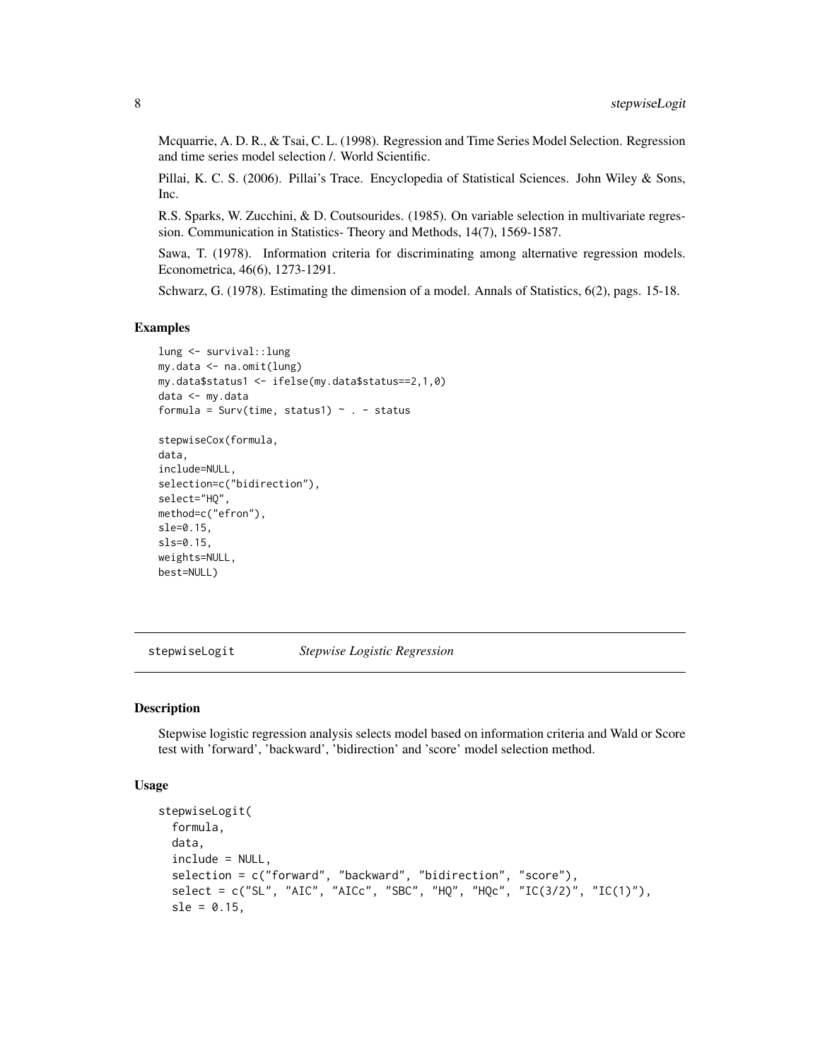Mcquarrie, A. D. R., & Tsai, C. L. (1998). Regression and Time Series Model Selection. Regression and time series model selection /. World Scientific.

Pillai, K. C. S. (2006). Pillai's Trace. Encyclopedia of Statistical Sciences. John Wiley & Sons, Inc.

R.S. Sparks, W. Zucchini, & D. Coutsourides. (1985). On variable selection in multivariate regression. Communication in Statistics- Theory and Methods, 14(7), 1569-1587.

Sawa, T. (1978). Information criteria for discriminating among alternative regression models. Econometrica, 46(6), 1273-1291.

Schwarz, G. (1978). Estimating the dimension of a model. Annals of Statistics, 6(2), pags. 15-18.

## Examples

```
lung <- survival::lung
my.data <- na.omit(lung)
my.data$status1 <- ifelse(my.data$status==2,1,0)
data <- my.data
formula = Surv(time, status1) ~ . - status

stepwiseCox(formula,
data,
include=NULL,
selection=c("bidirection"),
select="HQ",
method=c("efron"),
sle=0.15,
sls=0.15,
weights=NULL,
best=NULL)
```

---

stepwiseLogit *Stepwise Logistic Regression*

---

## Description

Stepwise logistic regression analysis selects model based on information criteria and Wald or Score test with 'forward', 'backward', 'bidirection' and 'score' model selection method.

## Usage

```
stepwiseLogit(
  formula,
  data,
  include = NULL,
  selection = c("forward", "backward", "bidirection", "score"),
  select = c("SL", "AIC", "AICc", "SBC", "HQ", "HQc", "IC(3/2)", "IC(1)"),
  sle = 0.15,
```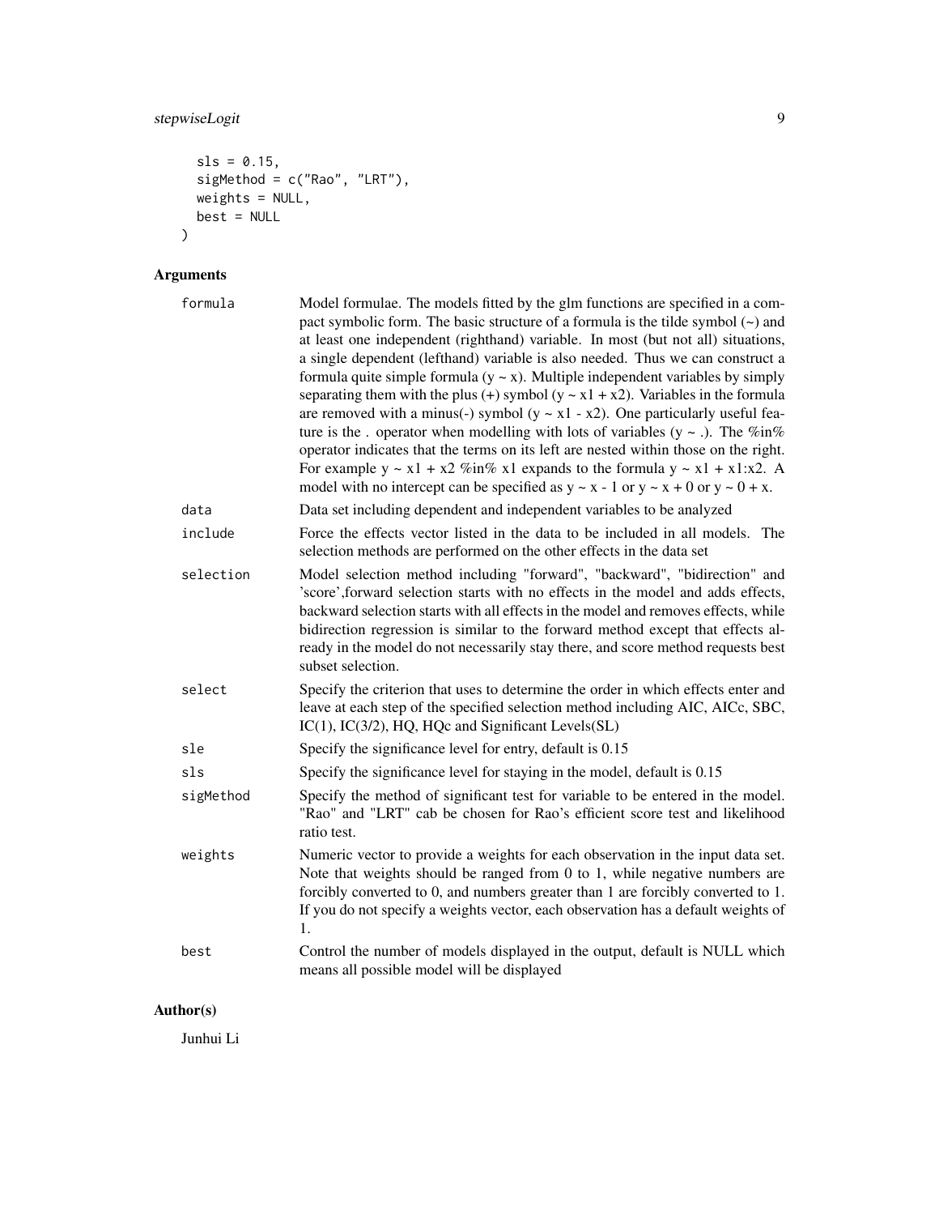```
  sls = 0.15,
  sigMethod = c("Rao", "LRT"),
  weights = NULL,
  best = NULL
)
```

## Arguments

| | |
|---|---|
| formula | Model formulae. The models fitted by the glm functions are specified in a compact symbolic form. The basic structure of a formula is the tilde symbol (~) and at least one independent (righthand) variable. In most (but not all) situations, a single dependent (lefthand) variable is also needed. Thus we can construct a formula quite simple formula (y ~ x). Multiple independent variables by simply separating them with the plus (+) symbol (y ~ x1 + x2). Variables in the formula are removed with a minus(-) symbol (y ~ x1 - x2). One particularly useful feature is the . operator when modelling with lots of variables (y ~ .). The %in% operator indicates that the terms on its left are nested within those on the right. For example y ~ x1 + x2 %in% x1 expands to the formula y ~ x1 + x1:x2. A model with no intercept can be specified as y ~ x - 1 or y ~ x + 0 or y ~ 0 + x. |
| data | Data set including dependent and independent variables to be analyzed |
| include | Force the effects vector listed in the data to be included in all models. The selection methods are performed on the other effects in the data set |
| selection | Model selection method including "forward", "backward", "bidirection" and 'score',forward selection starts with no effects in the model and adds effects, backward selection starts with all effects in the model and removes effects, while bidirection regression is similar to the forward method except that effects already in the model do not necessarily stay there, and score method requests best subset selection. |
| select | Specify the criterion that uses to determine the order in which effects enter and leave at each step of the specified selection method including AIC, AICc, SBC, IC(1), IC(3/2), HQ, HQc and Significant Levels(SL) |
| sle | Specify the significance level for entry, default is 0.15 |
| sls | Specify the significance level for staying in the model, default is 0.15 |
| sigMethod | Specify the method of significant test for variable to be entered in the model. "Rao" and "LRT" cab be chosen for Rao's efficient score test and likelihood ratio test. |
| weights | Numeric vector to provide a weights for each observation in the input data set. Note that weights should be ranged from 0 to 1, while negative numbers are forcibly converted to 0, and numbers greater than 1 are forcibly converted to 1. If you do not specify a weights vector, each observation has a default weights of 1. |
| best | Control the number of models displayed in the output, default is NULL which means all possible model will be displayed |

## Author(s)

Junhui Li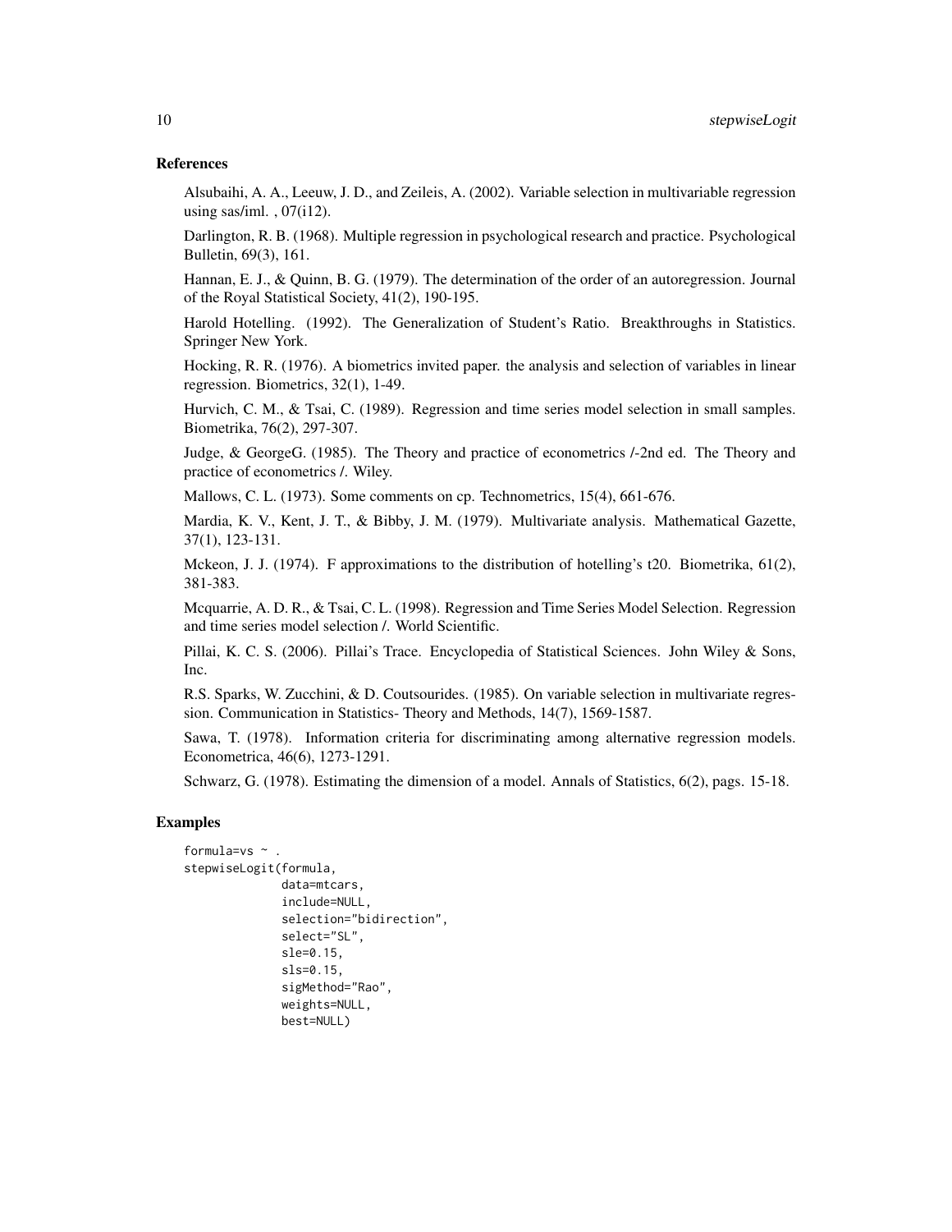### References

Alsubaihi, A. A., Leeuw, J. D., and Zeileis, A. (2002). Variable selection in multivariable regression using sas/iml. , 07(i12).

Darlington, R. B. (1968). Multiple regression in psychological research and practice. Psychological Bulletin, 69(3), 161.

Hannan, E. J., & Quinn, B. G. (1979). The determination of the order of an autoregression. Journal of the Royal Statistical Society, 41(2), 190-195.

Harold Hotelling. (1992). The Generalization of Student's Ratio. Breakthroughs in Statistics. Springer New York.

Hocking, R. R. (1976). A biometrics invited paper. the analysis and selection of variables in linear regression. Biometrics, 32(1), 1-49.

Hurvich, C. M., & Tsai, C. (1989). Regression and time series model selection in small samples. Biometrika, 76(2), 297-307.

Judge, & GeorgeG. (1985). The Theory and practice of econometrics /-2nd ed. The Theory and practice of econometrics /. Wiley.

Mallows, C. L. (1973). Some comments on cp. Technometrics, 15(4), 661-676.

Mardia, K. V., Kent, J. T., & Bibby, J. M. (1979). Multivariate analysis. Mathematical Gazette, 37(1), 123-131.

Mckeon, J. J. (1974). F approximations to the distribution of hotelling's t20. Biometrika, 61(2), 381-383.

Mcquarrie, A. D. R., & Tsai, C. L. (1998). Regression and Time Series Model Selection. Regression and time series model selection /. World Scientific.

Pillai, K. C. S. (2006). Pillai's Trace. Encyclopedia of Statistical Sciences. John Wiley & Sons, Inc.

R.S. Sparks, W. Zucchini, & D. Coutsourides. (1985). On variable selection in multivariate regression. Communication in Statistics- Theory and Methods, 14(7), 1569-1587.

Sawa, T. (1978). Information criteria for discriminating among alternative regression models. Econometrica, 46(6), 1273-1291.

Schwarz, G. (1978). Estimating the dimension of a model. Annals of Statistics, 6(2), pags. 15-18.

### Examples

```
formula=vs ~ .
stepwiseLogit(formula,
              data=mtcars,
              include=NULL,
              selection="bidirection",
              select="SL",
              sle=0.15,
              sls=0.15,
              sigMethod="Rao",
              weights=NULL,
              best=NULL)
```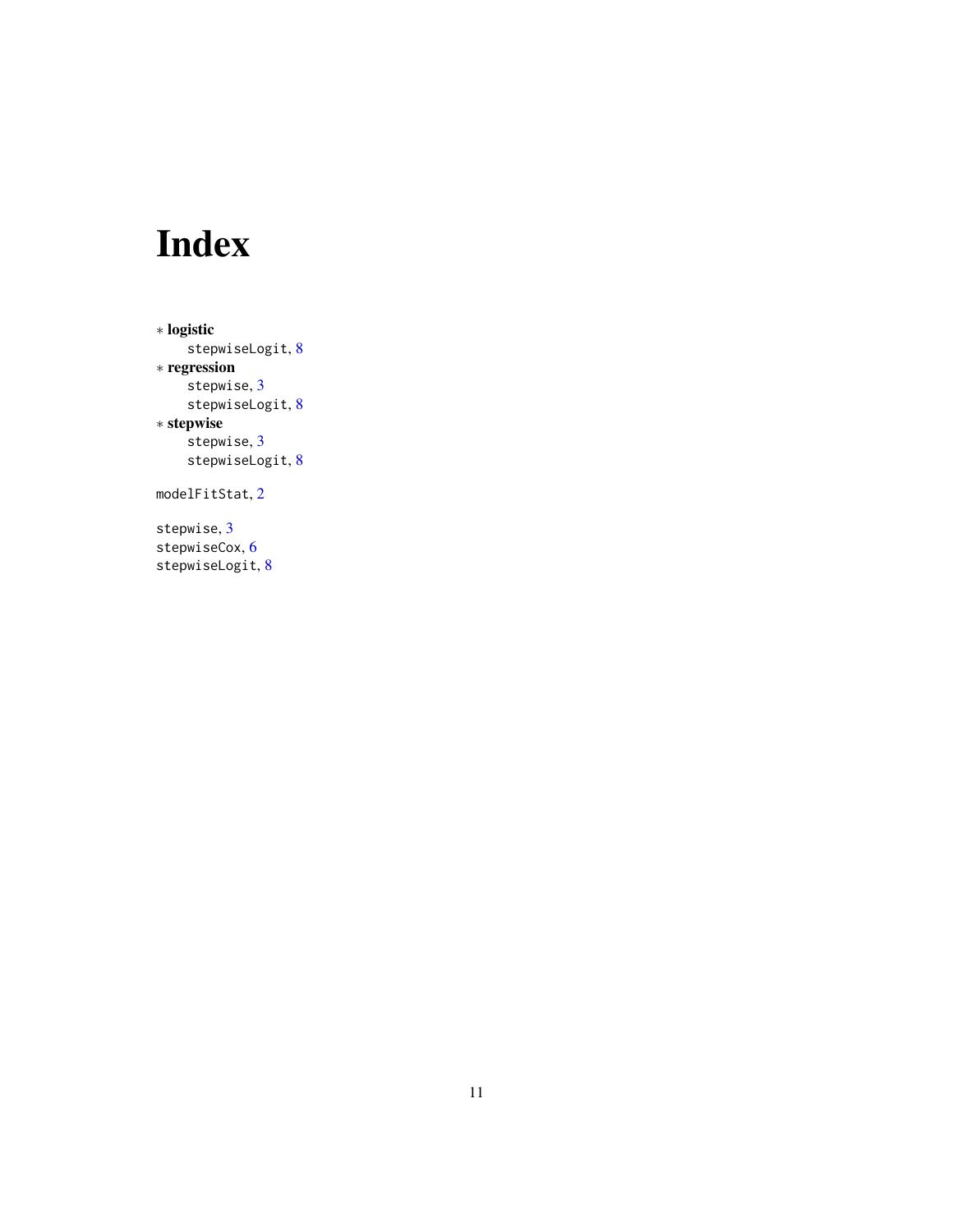# Index

∗ **logistic**
    stepwiseLogit, 8
∗ **regression**
    stepwise, 3
    stepwiseLogit, 8
∗ **stepwise**
    stepwise, 3
    stepwiseLogit, 8

modelFitStat, 2

stepwise, 3
stepwiseCox, 6
stepwiseLogit, 8